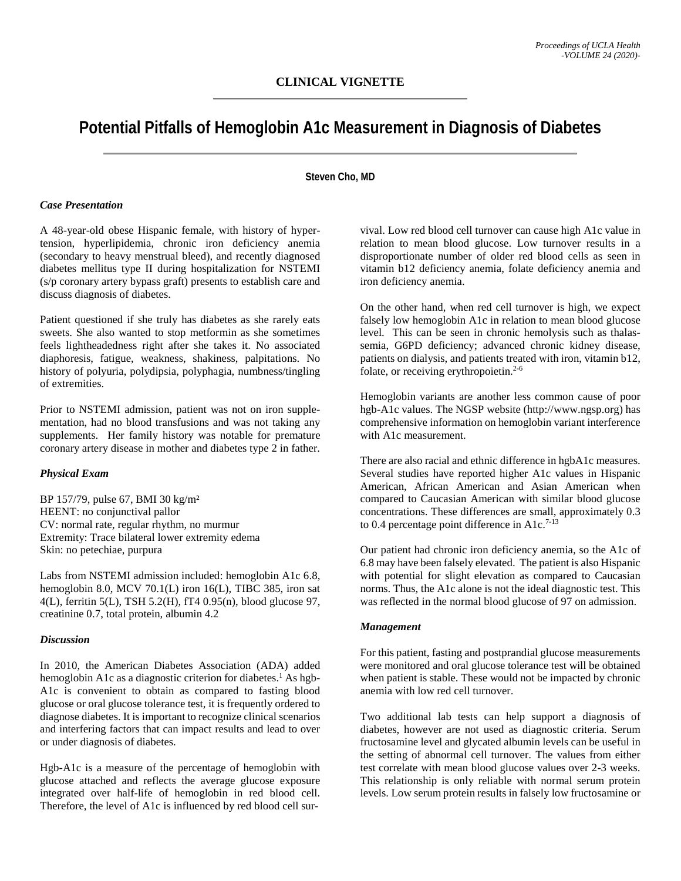**CLINICAL VIGNETTE**

# Potential Pitfalls of Hemoglobin A1c Measurement in Diagnosis of Diabetes

**Steven Cho, MD**

### *Case Presentation*

A 48-year-old obese Hispanic female, with history of hypertension, hyperlipidemia, chronic iron deficiency anemia (secondary to heavy menstrual bleed), and recently diagnosed diabetes mellitus type II during hospitalization for NSTEMI (s/p coronary artery bypass graft) presents to establish care and discuss diagnosis of diabetes.

Patient questioned if she truly has diabetes as she rarely eats sweets. She also wanted to stop metformin as she sometimes feels lightheadedness right after she takes it. No associated diaphoresis, fatigue, weakness, shakiness, palpitations. No history of polyuria, polydipsia, polyphagia, numbness/tingling of extremities.

Prior to NSTEMI admission, patient was not on iron supplementation, had no blood transfusions and was not taking any supplements. Her family history was notable for premature coronary artery disease in mother and diabetes type 2 in father.

### *Physical Exam*

BP 157/79, pulse 67, BMI 30 kg/m²
HEENT: no conjunctival pallor
CV: normal rate, regular rhythm, no murmur
Extremity: Trace bilateral lower extremity edema
Skin: no petechiae, purpura

Labs from NSTEMI admission included: hemoglobin A1c 6.8, hemoglobin 8.0, MCV 70.1(L) iron 16(L), TIBC 385, iron sat 4(L), ferritin 5(L), TSH 5.2(H), fT4 0.95(n), blood glucose 97, creatinine 0.7, total protein, albumin 4.2

### *Discussion*

In 2010, the American Diabetes Association (ADA) added hemoglobin A1c as a diagnostic criterion for diabetes.[1] As hgb-A1c is convenient to obtain as compared to fasting blood glucose or oral glucose tolerance test, it is frequently ordered to diagnose diabetes. It is important to recognize clinical scenarios and interfering factors that can impact results and lead to over or under diagnosis of diabetes.

Hgb-A1c is a measure of the percentage of hemoglobin with glucose attached and reflects the average glucose exposure integrated over half-life of hemoglobin in red blood cell. Therefore, the level of A1c is influenced by red blood cell survival. Low red blood cell turnover can cause high A1c value in relation to mean blood glucose. Low turnover results in a disproportionate number of older red blood cells as seen in vitamin b12 deficiency anemia, folate deficiency anemia and iron deficiency anemia.

On the other hand, when red cell turnover is high, we expect falsely low hemoglobin A1c in relation to mean blood glucose level. This can be seen in chronic hemolysis such as thalassemia, G6PD deficiency; advanced chronic kidney disease, patients on dialysis, and patients treated with iron, vitamin b12, folate, or receiving erythropoietin.[2-6]

Hemoglobin variants are another less common cause of poor hgb-A1c values. The NGSP website (http://www.ngsp.org) has comprehensive information on hemoglobin variant interference with A1c measurement.

There are also racial and ethnic difference in hgbA1c measures. Several studies have reported higher A1c values in Hispanic American, African American and Asian American when compared to Caucasian American with similar blood glucose concentrations. These differences are small, approximately 0.3 to 0.4 percentage point difference in A1c.[7-13]

Our patient had chronic iron deficiency anemia, so the A1c of 6.8 may have been falsely elevated. The patient is also Hispanic with potential for slight elevation as compared to Caucasian norms. Thus, the A1c alone is not the ideal diagnostic test. This was reflected in the normal blood glucose of 97 on admission.

### *Management*

For this patient, fasting and postprandial glucose measurements were monitored and oral glucose tolerance test will be obtained when patient is stable. These would not be impacted by chronic anemia with low red cell turnover.

Two additional lab tests can help support a diagnosis of diabetes, however are not used as diagnostic criteria. Serum fructosamine level and glycated albumin levels can be useful in the setting of abnormal cell turnover. The values from either test correlate with mean blood glucose values over 2-3 weeks. This relationship is only reliable with normal serum protein levels. Low serum protein results in falsely low fructosamine or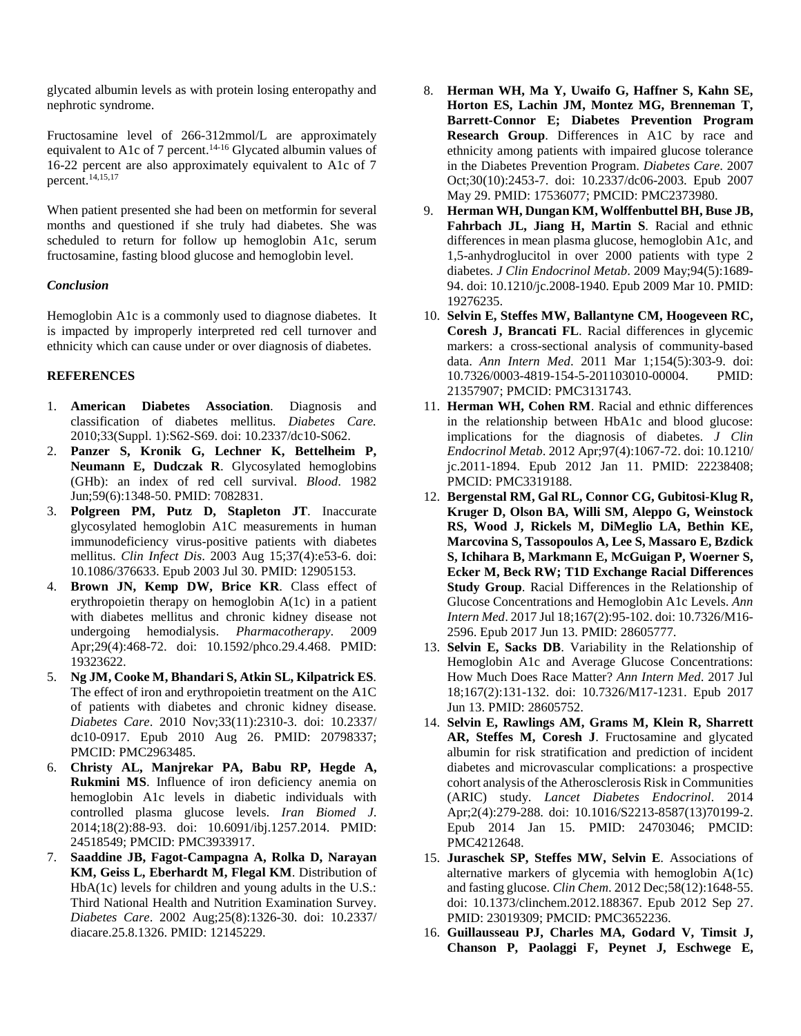glycated albumin levels as with protein losing enteropathy and nephrotic syndrome.

Fructosamine level of 266-312mmol/L are approximately equivalent to A1c of 7 percent.[14-16] Glycated albumin values of 16-22 percent are also approximately equivalent to A1c of 7 percent.[14,15,17]

When patient presented she had been on metformin for several months and questioned if she truly had diabetes. She was scheduled to return for follow up hemoglobin A1c, serum fructosamine, fasting blood glucose and hemoglobin level.

### *Conclusion*

Hemoglobin A1c is a commonly used to diagnose diabetes. It is impacted by improperly interpreted red cell turnover and ethnicity which can cause under or over diagnosis of diabetes.

## REFERENCES

1. **American Diabetes Association**. Diagnosis and classification of diabetes mellitus. *Diabetes Care.* 2010;33(Suppl. 1):S62-S69. doi: 10.2337/dc10-S062.
2. **Panzer S, Kronik G, Lechner K, Bettelheim P, Neumann E, Dudczak R**. Glycosylated hemoglobins (GHb): an index of red cell survival. *Blood*. 1982 Jun;59(6):1348-50. PMID: 7082831.
3. **Polgreen PM, Putz D, Stapleton JT**. Inaccurate glycosylated hemoglobin A1C measurements in human immunodeficiency virus-positive patients with diabetes mellitus. *Clin Infect Dis*. 2003 Aug 15;37(4):e53-6. doi: 10.1086/376633. Epub 2003 Jul 30. PMID: 12905153.
4. **Brown JN, Kemp DW, Brice KR**. Class effect of erythropoietin therapy on hemoglobin A(1c) in a patient with diabetes mellitus and chronic kidney disease not undergoing hemodialysis. *Pharmacotherapy*. 2009 Apr;29(4):468-72. doi: 10.1592/phco.29.4.468. PMID: 19323622.
5. **Ng JM, Cooke M, Bhandari S, Atkin SL, Kilpatrick ES**. The effect of iron and erythropoietin treatment on the A1C of patients with diabetes and chronic kidney disease. *Diabetes Care*. 2010 Nov;33(11):2310-3. doi: 10.2337/dc10-0917. Epub 2010 Aug 26. PMID: 20798337; PMCID: PMC2963485.
6. **Christy AL, Manjrekar PA, Babu RP, Hegde A, Rukmini MS**. Influence of iron deficiency anemia on hemoglobin A1c levels in diabetic individuals with controlled plasma glucose levels. *Iran Biomed J*. 2014;18(2):88-93. doi: 10.6091/ibj.1257.2014. PMID: 24518549; PMCID: PMC3933917.
7. **Saaddine JB, Fagot-Campagna A, Rolka D, Narayan KM, Geiss L, Eberhardt M, Flegal KM**. Distribution of HbA(1c) levels for children and young adults in the U.S.: Third National Health and Nutrition Examination Survey. *Diabetes Care*. 2002 Aug;25(8):1326-30. doi: 10.2337/diacare.25.8.1326. PMID: 12145229.
8. **Herman WH, Ma Y, Uwaifo G, Haffner S, Kahn SE, Horton ES, Lachin JM, Montez MG, Brenneman T, Barrett-Connor E; Diabetes Prevention Program Research Group**. Differences in A1C by race and ethnicity among patients with impaired glucose tolerance in the Diabetes Prevention Program. *Diabetes Care*. 2007 Oct;30(10):2453-7. doi: 10.2337/dc06-2003. Epub 2007 May 29. PMID: 17536077; PMCID: PMC2373980.
9. **Herman WH, Dungan KM, Wolffenbuttel BH, Buse JB, Fahrbach JL, Jiang H, Martin S**. Racial and ethnic differences in mean plasma glucose, hemoglobin A1c, and 1,5-anhydroglucitol in over 2000 patients with type 2 diabetes. *J Clin Endocrinol Metab*. 2009 May;94(5):1689-94. doi: 10.1210/jc.2008-1940. Epub 2009 Mar 10. PMID: 19276235.
10. **Selvin E, Steffes MW, Ballantyne CM, Hoogeveen RC, Coresh J, Brancati FL**. Racial differences in glycemic markers: a cross-sectional analysis of community-based data. *Ann Intern Med*. 2011 Mar 1;154(5):303-9. doi: 10.7326/0003-4819-154-5-201103010-00004. PMID: 21357907; PMCID: PMC3131743.
11. **Herman WH, Cohen RM**. Racial and ethnic differences in the relationship between HbA1c and blood glucose: implications for the diagnosis of diabetes. *J Clin Endocrinol Metab*. 2012 Apr;97(4):1067-72. doi: 10.1210/jc.2011-1894. Epub 2012 Jan 11. PMID: 22238408; PMCID: PMC3319188.
12. **Bergenstal RM, Gal RL, Connor CG, Gubitosi-Klug R, Kruger D, Olson BA, Willi SM, Aleppo G, Weinstock RS, Wood J, Rickels M, DiMeglio LA, Bethin KE, Marcovina S, Tassopoulos A, Lee S, Massaro E, Bzdick S, Ichihara B, Markmann E, McGuigan P, Woerner S, Ecker M, Beck RW; T1D Exchange Racial Differences Study Group**. Racial Differences in the Relationship of Glucose Concentrations and Hemoglobin A1c Levels. *Ann Intern Med*. 2017 Jul 18;167(2):95-102. doi: 10.7326/M16-2596. Epub 2017 Jun 13. PMID: 28605777.
13. **Selvin E, Sacks DB**. Variability in the Relationship of Hemoglobin A1c and Average Glucose Concentrations: How Much Does Race Matter? *Ann Intern Med*. 2017 Jul 18;167(2):131-132. doi: 10.7326/M17-1231. Epub 2017 Jun 13. PMID: 28605752.
14. **Selvin E, Rawlings AM, Grams M, Klein R, Sharrett AR, Steffes M, Coresh J**. Fructosamine and glycated albumin for risk stratification and prediction of incident diabetes and microvascular complications: a prospective cohort analysis of the Atherosclerosis Risk in Communities (ARIC) study. *Lancet Diabetes Endocrinol*. 2014 Apr;2(4):279-288. doi: 10.1016/S2213-8587(13)70199-2. Epub 2014 Jan 15. PMID: 24703046; PMCID: PMC4212648.
15. **Juraschek SP, Steffes MW, Selvin E**. Associations of alternative markers of glycemia with hemoglobin A(1c) and fasting glucose. *Clin Chem*. 2012 Dec;58(12):1648-55. doi: 10.1373/clinchem.2012.188367. Epub 2012 Sep 27. PMID: 23019309; PMCID: PMC3652236.
16. **Guillausseau PJ, Charles MA, Godard V, Timsit J, Chanson P, Paolaggi F, Peynet J, Eschwege E,**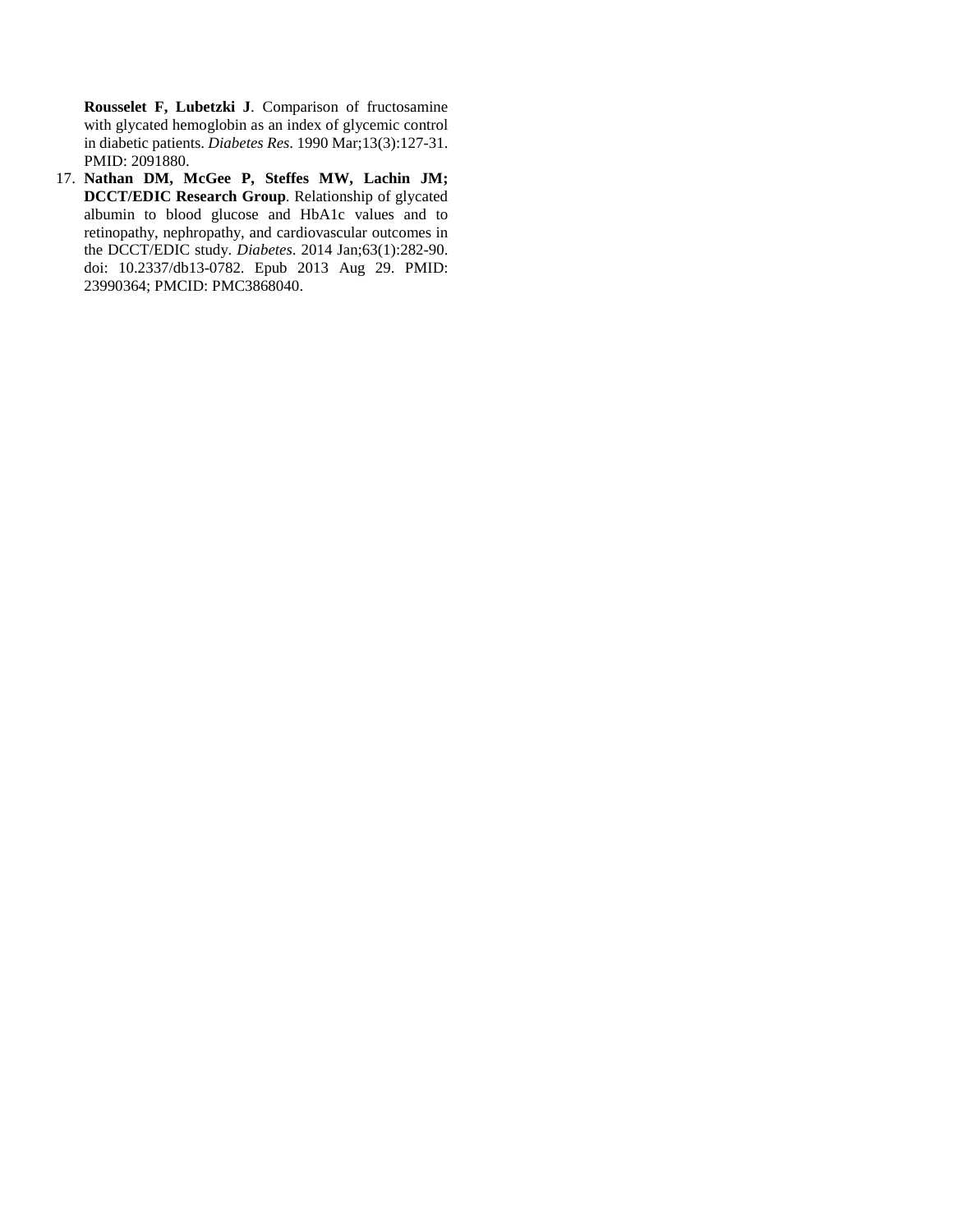**Rousselet F, Lubetzki J**. Comparison of fructosamine with glycated hemoglobin as an index of glycemic control in diabetic patients. *Diabetes Res*. 1990 Mar;13(3):127-31. PMID: 2091880.

17. **Nathan DM, McGee P, Steffes MW, Lachin JM; DCCT/EDIC Research Group**. Relationship of glycated albumin to blood glucose and HbA1c values and to retinopathy, nephropathy, and cardiovascular outcomes in the DCCT/EDIC study. *Diabetes*. 2014 Jan;63(1):282-90. doi: 10.2337/db13-0782. Epub 2013 Aug 29. PMID: 23990364; PMCID: PMC3868040.